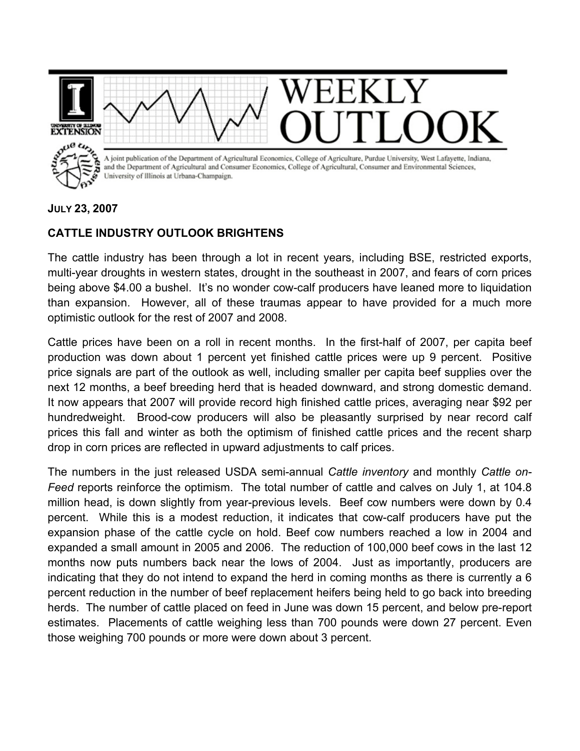# WEEKLY OUTLOOK

A joint publication of the Department of Agricultural Economics, College of Agriculture, Purdue University, West Lafayette, Indiana, and the Department of Agricultural and Consumer Economics, College of Agricultural, Consumer and Environmental Sciences, University of Illinois at Urbana-Champaign.

**JULY 23, 2007**

## CATTLE INDUSTRY OUTLOOK BRIGHTENS

The cattle industry has been through a lot in recent years, including BSE, restricted exports, multi-year droughts in western states, drought in the southeast in 2007, and fears of corn prices being above $4.00 a bushel. It's no wonder cow-calf producers have leaned more to liquidation than expansion. However, all of these traumas appear to have provided for a much more optimistic outlook for the rest of 2007 and 2008.

Cattle prices have been on a roll in recent months. In the first-half of 2007, per capita beef production was down about 1 percent yet finished cattle prices were up 9 percent. Positive price signals are part of the outlook as well, including smaller per capita beef supplies over the next 12 months, a beef breeding herd that is headed downward, and strong domestic demand. It now appears that 2007 will provide record high finished cattle prices, averaging near $92 per hundredweight. Brood-cow producers will also be pleasantly surprised by near record calf prices this fall and winter as both the optimism of finished cattle prices and the recent sharp drop in corn prices are reflected in upward adjustments to calf prices.

The numbers in the just released USDA semi-annual *Cattle inventory* and monthly *Cattle on-Feed* reports reinforce the optimism. The total number of cattle and calves on July 1, at 104.8 million head, is down slightly from year-previous levels. Beef cow numbers were down by 0.4 percent. While this is a modest reduction, it indicates that cow-calf producers have put the expansion phase of the cattle cycle on hold. Beef cow numbers reached a low in 2004 and expanded a small amount in 2005 and 2006. The reduction of 100,000 beef cows in the last 12 months now puts numbers back near the lows of 2004. Just as importantly, producers are indicating that they do not intend to expand the herd in coming months as there is currently a 6 percent reduction in the number of beef replacement heifers being held to go back into breeding herds. The number of cattle placed on feed in June was down 15 percent, and below pre-report estimates. Placements of cattle weighing less than 700 pounds were down 27 percent. Even those weighing 700 pounds or more were down about 3 percent.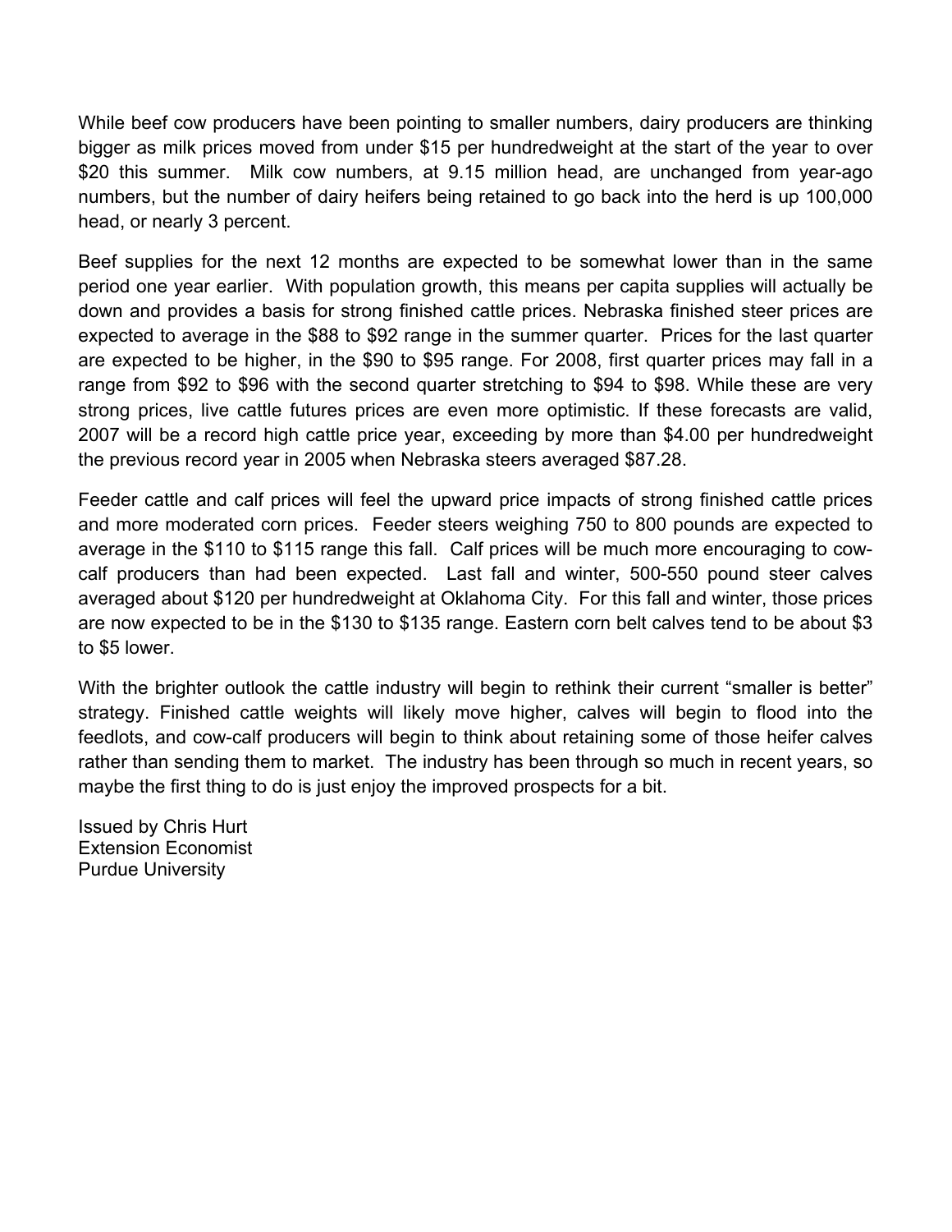While beef cow producers have been pointing to smaller numbers, dairy producers are thinking bigger as milk prices moved from under $15 per hundredweight at the start of the year to over $20 this summer. Milk cow numbers, at 9.15 million head, are unchanged from year-ago numbers, but the number of dairy heifers being retained to go back into the herd is up 100,000 head, or nearly 3 percent.

Beef supplies for the next 12 months are expected to be somewhat lower than in the same period one year earlier. With population growth, this means per capita supplies will actually be down and provides a basis for strong finished cattle prices. Nebraska finished steer prices are expected to average in the $88 to $92 range in the summer quarter. Prices for the last quarter are expected to be higher, in the $90 to $95 range. For 2008, first quarter prices may fall in a range from $92 to $96 with the second quarter stretching to $94 to $98. While these are very strong prices, live cattle futures prices are even more optimistic. If these forecasts are valid, 2007 will be a record high cattle price year, exceeding by more than $4.00 per hundredweight the previous record year in 2005 when Nebraska steers averaged $87.28.

Feeder cattle and calf prices will feel the upward price impacts of strong finished cattle prices and more moderated corn prices. Feeder steers weighing 750 to 800 pounds are expected to average in the $110 to $115 range this fall. Calf prices will be much more encouraging to cow-calf producers than had been expected. Last fall and winter, 500-550 pound steer calves averaged about $120 per hundredweight at Oklahoma City. For this fall and winter, those prices are now expected to be in the $130 to $135 range. Eastern corn belt calves tend to be about $3 to $5 lower.

With the brighter outlook the cattle industry will begin to rethink their current "smaller is better" strategy. Finished cattle weights will likely move higher, calves will begin to flood into the feedlots, and cow-calf producers will begin to think about retaining some of those heifer calves rather than sending them to market. The industry has been through so much in recent years, so maybe the first thing to do is just enjoy the improved prospects for a bit.

Issued by Chris Hurt
Extension Economist
Purdue University